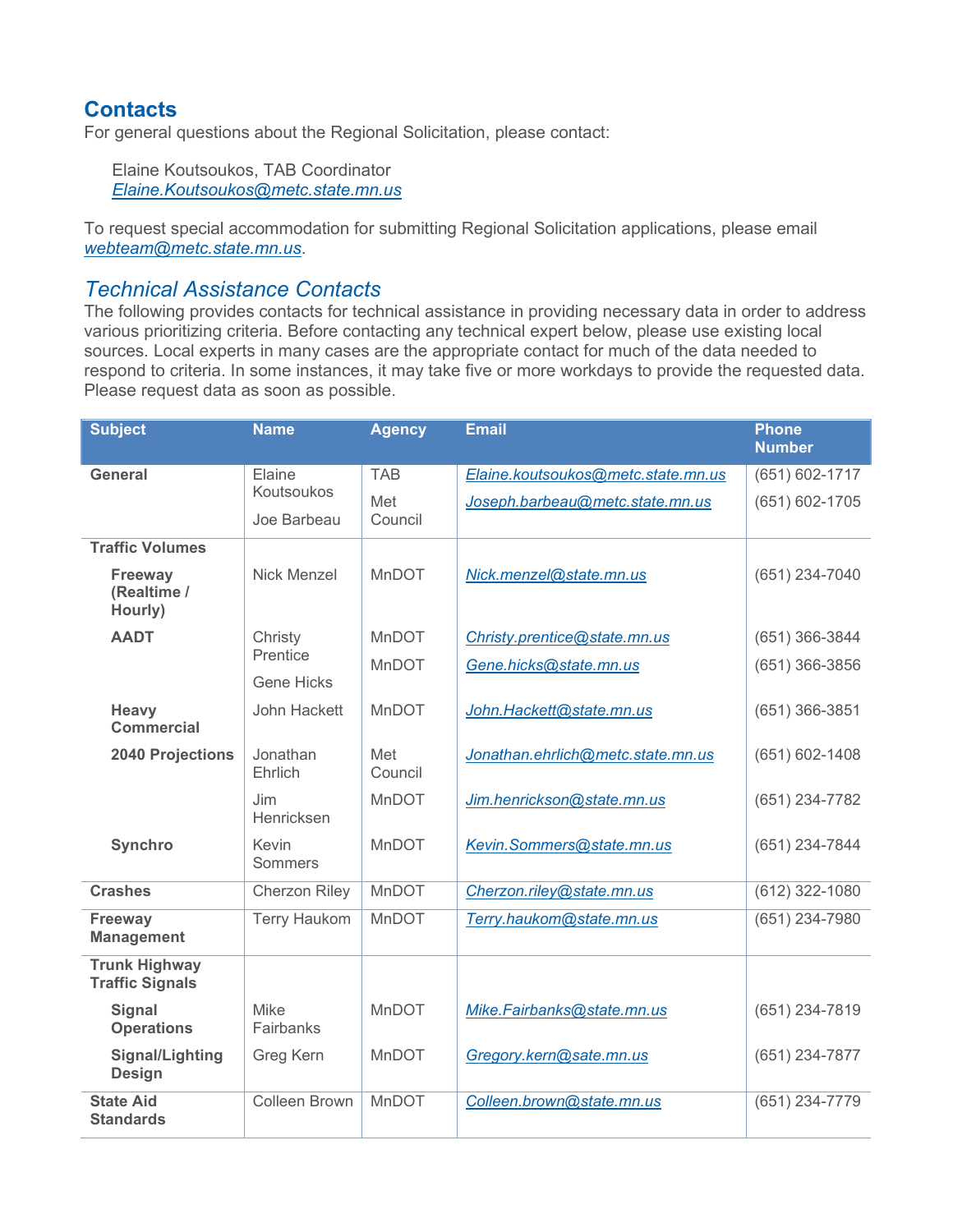## Contacts

For general questions about the Regional Solicitation, please contact:

Elaine Koutsoukos, TAB Coordinator
*Elaine.Koutsoukos@metc.state.mn.us*

To request special accommodation for submitting Regional Solicitation applications, please email *webteam@metc.state.mn.us*.

### *Technical Assistance Contacts*

The following provides contacts for technical assistance in providing necessary data in order to address various prioritizing criteria. Before contacting any technical expert below, please use existing local sources. Local experts in many cases are the appropriate contact for much of the data needed to respond to criteria. In some instances, it may take five or more workdays to provide the requested data. Please request data as soon as possible.

| Subject | Name | Agency | Email | Phone Number |
|---|---|---|---|---|
| **General** | Elaine Koutsoukos | TAB | *Elaine.koutsoukos@metc.state.mn.us* | (651) 602-1717 |
| | Joe Barbeau | Met Council | *Joseph.barbeau@metc.state.mn.us* | (651) 602-1705 |
| **Traffic Volumes** | | | | |
| **Freeway (Realtime / Hourly)** | Nick Menzel | MnDOT | *Nick.menzel@state.mn.us* | (651) 234-7040 |
| **AADT** | Christy Prentice | MnDOT | *Christy.prentice@state.mn.us* | (651) 366-3844 |
| | Gene Hicks | MnDOT | *Gene.hicks@state.mn.us* | (651) 366-3856 |
| **Heavy Commercial** | John Hackett | MnDOT | *John.Hackett@state.mn.us* | (651) 366-3851 |
| **2040 Projections** | Jonathan Ehrlich | Met Council | *Jonathan.ehrlich@metc.state.mn.us* | (651) 602-1408 |
| | Jim Henricksen | MnDOT | *Jim.henrickson@state.mn.us* | (651) 234-7782 |
| **Synchro** | Kevin Sommers | MnDOT | *Kevin.Sommers@state.mn.us* | (651) 234-7844 |
| **Crashes** | Cherzon Riley | MnDOT | *Cherzon.riley@state.mn.us* | (612) 322-1080 |
| **Freeway Management** | Terry Haukom | MnDOT | *Terry.haukom@state.mn.us* | (651) 234-7980 |
| **Trunk Highway Traffic Signals** | | | | |
| **Signal Operations** | Mike Fairbanks | MnDOT | *Mike.Fairbanks@state.mn.us* | (651) 234-7819 |
| **Signal/Lighting Design** | Greg Kern | MnDOT | *Gregory.kern@sate.mn.us* | (651) 234-7877 |
| **State Aid Standards** | Colleen Brown | MnDOT | *Colleen.brown@state.mn.us* | (651) 234-7779 |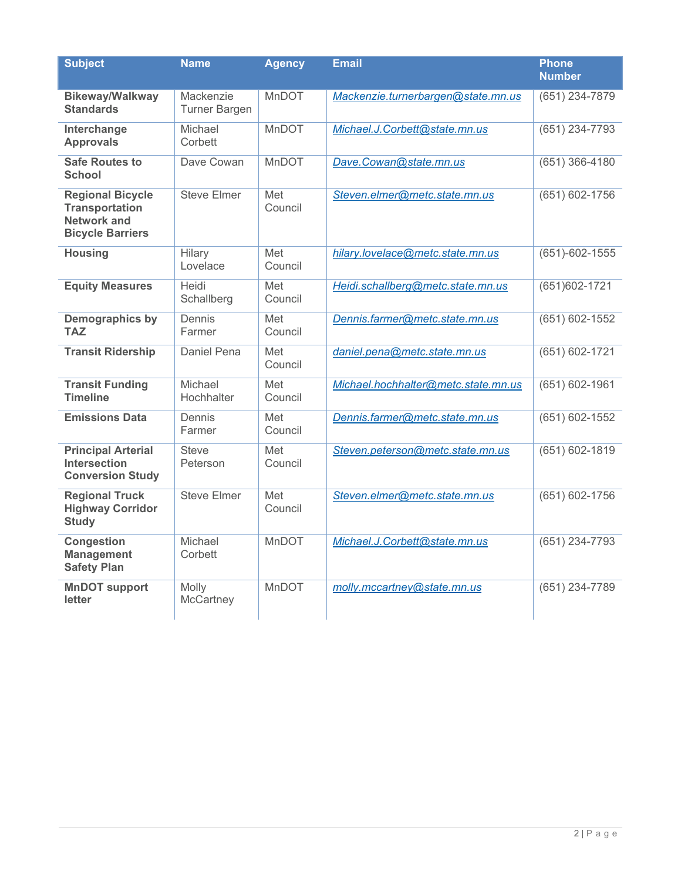| Subject | Name | Agency | Email | Phone Number |
|---|---|---|---|---|
| **Bikeway/Walkway Standards** | Mackenzie Turner Bargen | MnDOT | *Mackenzie.turnerbargen@state.mn.us* | (651) 234-7879 |
| **Interchange Approvals** | Michael Corbett | MnDOT | *Michael.J.Corbett@state.mn.us* | (651) 234-7793 |
| **Safe Routes to School** | Dave Cowan | MnDOT | *Dave.Cowan@state.mn.us* | (651) 366-4180 |
| **Regional Bicycle Transportation Network and Bicycle Barriers** | Steve Elmer | Met Council | *Steven.elmer@metc.state.mn.us* | (651) 602-1756 |
| **Housing** | Hilary Lovelace | Met Council | *hilary.lovelace@metc.state.mn.us* | (651)-602-1555 |
| **Equity Measures** | Heidi Schallberg | Met Council | *Heidi.schallberg@metc.state.mn.us* | (651)602-1721 |
| **Demographics by TAZ** | Dennis Farmer | Met Council | *Dennis.farmer@metc.state.mn.us* | (651) 602-1552 |
| **Transit Ridership** | Daniel Pena | Met Council | *daniel.pena@metc.state.mn.us* | (651) 602-1721 |
| **Transit Funding Timeline** | Michael Hochhalter | Met Council | *Michael.hochhalter@metc.state.mn.us* | (651) 602-1961 |
| **Emissions Data** | Dennis Farmer | Met Council | *Dennis.farmer@metc.state.mn.us* | (651) 602-1552 |
| **Principal Arterial Intersection Conversion Study** | Steve Peterson | Met Council | *Steven.peterson@metc.state.mn.us* | (651) 602-1819 |
| **Regional Truck Highway Corridor Study** | Steve Elmer | Met Council | *Steven.elmer@metc.state.mn.us* | (651) 602-1756 |
| **Congestion Management Safety Plan** | Michael Corbett | MnDOT | *Michael.J.Corbett@state.mn.us* | (651) 234-7793 |
| **MnDOT support letter** | Molly McCartney | MnDOT | *molly.mccartney@state.mn.us* | (651) 234-7789 |